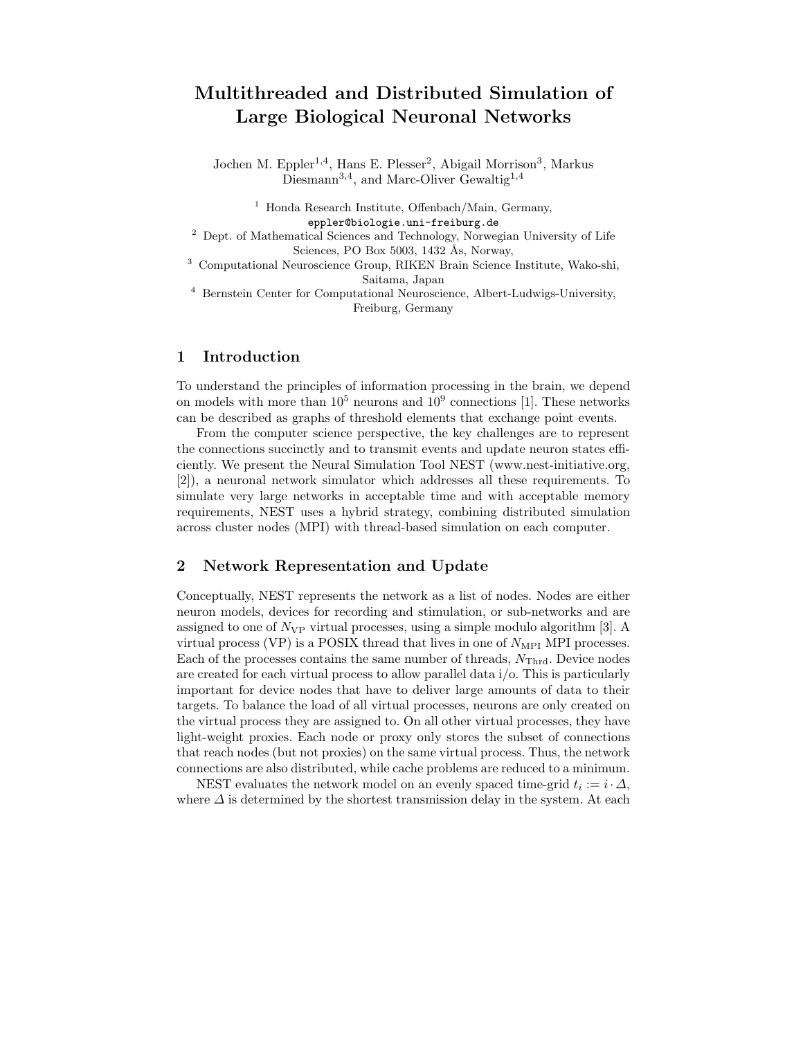# Multithreaded and Distributed Simulation of Large Biological Neuronal Networks

Jochen M. Eppler[1,4], Hans E. Plesser[2], Abigail Morrison[3], Markus Diesmann[3,4], and Marc-Oliver Gewaltig[1,4]

[1] Honda Research Institute, Offenbach/Main, Germany, eppler@biologie.uni-freiburg.de
[2] Dept. of Mathematical Sciences and Technology, Norwegian University of Life Sciences, PO Box 5003, 1432 Ås, Norway,
[3] Computational Neuroscience Group, RIKEN Brain Science Institute, Wako-shi, Saitama, Japan
[4] Bernstein Center for Computational Neuroscience, Albert-Ludwigs-University, Freiburg, Germany

## 1 Introduction

To understand the principles of information processing in the brain, we depend on models with more than $10^5$ neurons and $10^9$ connections [1]. These networks can be described as graphs of threshold elements that exchange point events.

From the computer science perspective, the key challenges are to represent the connections succinctly and to transmit events and update neuron states efficiently. We present the Neural Simulation Tool NEST (www.nest-initiative.org, [2]), a neuronal network simulator which addresses all these requirements. To simulate very large networks in acceptable time and with acceptable memory requirements, NEST uses a hybrid strategy, combining distributed simulation across cluster nodes (MPI) with thread-based simulation on each computer.

## 2 Network Representation and Update

Conceptually, NEST represents the network as a list of nodes. Nodes are either neuron models, devices for recording and stimulation, or sub-networks and are assigned to one of $N_{\mathrm{VP}}$ virtual processes, using a simple modulo algorithm [3]. A virtual process (VP) is a POSIX thread that lives in one of $N_{\mathrm{MPI}}$ MPI processes. Each of the processes contains the same number of threads, $N_{\mathrm{Thrd}}$. Device nodes are created for each virtual process to allow parallel data i/o. This is particularly important for device nodes that have to deliver large amounts of data to their targets. To balance the load of all virtual processes, neurons are only created on the virtual process they are assigned to. On all other virtual processes, they have light-weight proxies. Each node or proxy only stores the subset of connections that reach nodes (but not proxies) on the same virtual process. Thus, the network connections are also distributed, while cache problems are reduced to a minimum.

NEST evaluates the network model on an evenly spaced time-grid $t_i := i \cdot \Delta$, where $\Delta$ is determined by the shortest transmission delay in the system. At each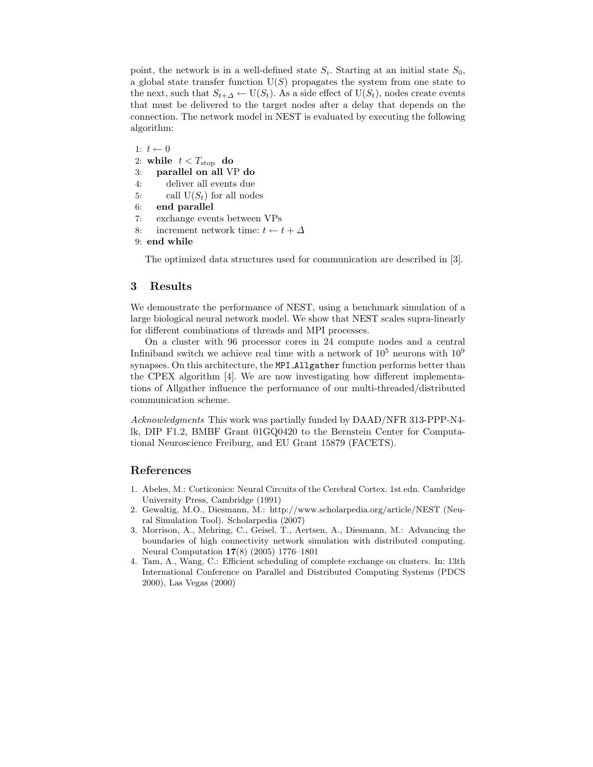point, the network is in a well-defined state $S_i$. Starting at an initial state $S_0$, a global state transfer function $\mathrm{U}(S)$ propagates the system from one state to the next, such that $S_{t+\Delta} \leftarrow \mathrm{U}(S_t)$. As a side effect of $\mathrm{U}(S_t)$, nodes create events that must be delivered to the target nodes after a delay that depends on the connection. The network model in NEST is evaluated by executing the following algorithm:

1: $t \leftarrow 0$
2: **while** $t < T_{\text{stop}}$ **do**
3: &nbsp;&nbsp;&nbsp;**parallel on all** VP **do**
4: &nbsp;&nbsp;&nbsp;&nbsp;&nbsp;&nbsp;deliver all events due
5: &nbsp;&nbsp;&nbsp;&nbsp;&nbsp;&nbsp;call $\mathrm{U}(S_t)$ for all nodes
6: &nbsp;&nbsp;&nbsp;**end parallel**
7: &nbsp;&nbsp;&nbsp;exchange events between VPs
8: &nbsp;&nbsp;&nbsp;increment network time: $t \leftarrow t + \Delta$
9: **end while**

The optimized data structures used for communication are described in [3].

## 3 Results

We demonstrate the performance of NEST, using a benchmark simulation of a large biological neural network model. We show that NEST scales supra-linearly for different combinations of threads and MPI processes.

On a cluster with 96 processor cores in 24 compute nodes and a central Infiniband switch we achieve real time with a network of $10^5$ neurons with $10^9$ synapses. On this architecture, the `MPI_Allgather` function performs better than the CPEX algorithm [4]. We are now investigating how different implementations of Allgather influence the performance of our multi-threaded/distributed communication scheme.

*Acknowledgments* This work was partially funded by DAAD/NFR 313-PPP-N4-lk, DIP F1.2, BMBF Grant 01GQ0420 to the Bernstein Center for Computational Neuroscience Freiburg, and EU Grant 15879 (FACETS).

## References

1. Abeles, M.: Corticonics: Neural Circuits of the Cerebral Cortex. 1st edn. Cambridge University Press, Cambridge (1991)
2. Gewaltig, M.O., Diesmann, M.: http://www.scholarpedia.org/article/NEST (Neural Simulation Tool). Scholarpedia (2007)
3. Morrison, A., Mehring, C., Geisel, T., Aertsen, A., Diesmann, M.: Advancing the boundaries of high connectivity network simulation with distributed computing. Neural Computation **17**(8) (2005) 1776–1801
4. Tam, A., Wang, C.: Efficient scheduling of complete exchange on clusters. In: 13th International Conference on Parallel and Distributed Computing Systems (PDCS 2000), Las Vegas (2000)